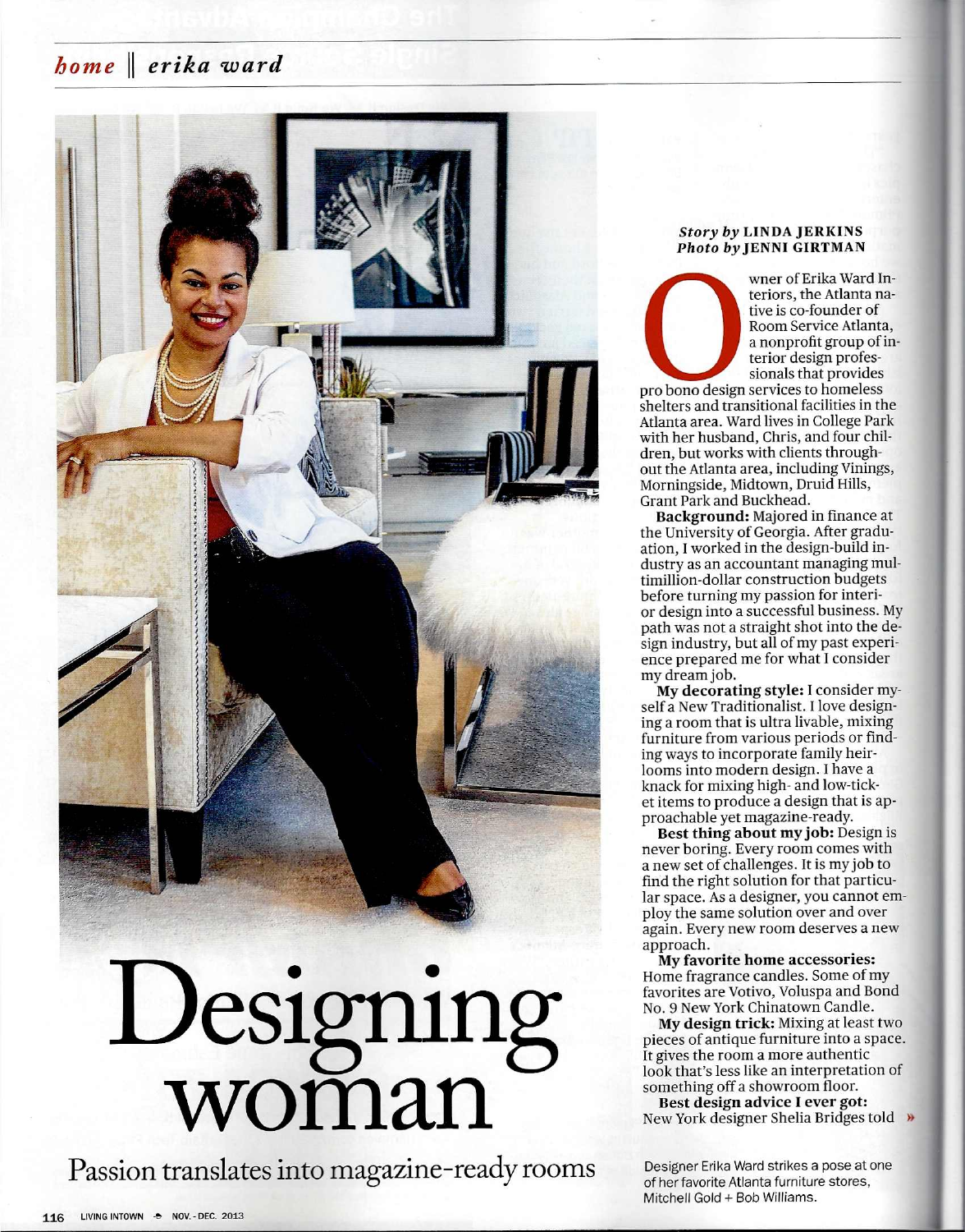# Designing woman

## Passion translates into magazine-ready rooms

*Story by* **LINDA JERKINS**
*Photo by* **JENNI GIRTMAN**

Owner of Erika Ward Interiors, the Atlanta native is co-founder of Room Service Atlanta, a nonprofit group of interior design professionals that provides pro bono design services to homeless shelters and transitional facilities in the Atlanta area. Ward lives in College Park with her husband, Chris, and four children, but works with clients throughout the Atlanta area, including Vinings, Morningside, Midtown, Druid Hills, Grant Park and Buckhead.

**Background:** Majored in finance at the University of Georgia. After graduation, I worked in the design-build industry as an accountant managing multimillion-dollar construction budgets before turning my passion for interior design into a successful business. My path was not a straight shot into the design industry, but all of my past experience prepared me for what I consider my dream job.

**My decorating style:** I consider myself a New Traditionalist. I love designing a room that is ultra livable, mixing furniture from various periods or finding ways to incorporate family heirlooms into modern design. I have a knack for mixing high- and low-ticket items to produce a design that is approachable yet magazine-ready.

**Best thing about my job:** Design is never boring. Every room comes with a new set of challenges. It is my job to find the right solution for that particular space. As a designer, you cannot employ the same solution over and over again. Every new room deserves a new approach.

**My favorite home accessories:** Home fragrance candles. Some of my favorites are Votivo, Voluspa and Bond No. 9 New York Chinatown Candle.

**My design trick:** Mixing at least two pieces of antique furniture into a space. It gives the room a more authentic look that's less like an interpretation of something off a showroom floor.

**Best design advice I ever got:** New York designer Shelia Bridges told »

Designer Erika Ward strikes a pose at one of her favorite Atlanta furniture stores, Mitchell Gold + Bob Williams.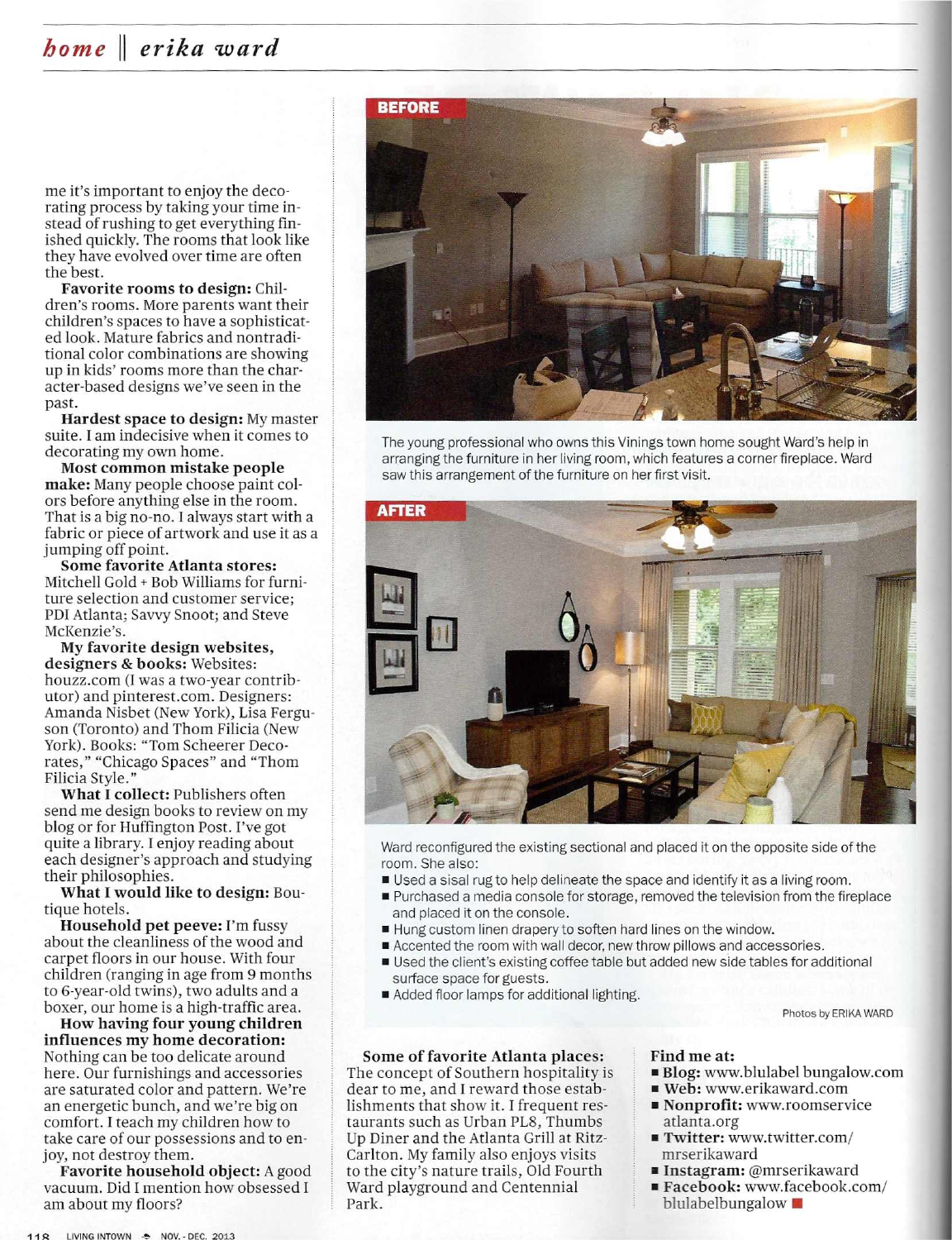me it's important to enjoy the decorating process by taking your time instead of rushing to get everything finished quickly. The rooms that look like they have evolved over time are often the best.

**Favorite rooms to design:** Children's rooms. More parents want their children's spaces to have a sophisticated look. Mature fabrics and nontraditional color combinations are showing up in kids' rooms more than the character-based designs we've seen in the past.

**Hardest space to design:** My master suite. I am indecisive when it comes to decorating my own home.

**Most common mistake people make:** Many people choose paint colors before anything else in the room. That is a big no-no. I always start with a fabric or piece of artwork and use it as a jumping off point.

**Some favorite Atlanta stores:** Mitchell Gold + Bob Williams for furniture selection and customer service; PDI Atlanta; Savvy Snoot; and Steve McKenzie's.

**My favorite design websites, designers & books:** Websites: houzz.com (I was a two-year contributor) and pinterest.com. Designers: Amanda Nisbet (New York), Lisa Ferguson (Toronto) and Thom Filicia (New York). Books: "Tom Scheerer Decorates," "Chicago Spaces" and "Thom Filicia Style."

**What I collect:** Publishers often send me design books to review on my blog or for Huffington Post. I've got quite a library. I enjoy reading about each designer's approach and studying their philosophies.

**What I would like to design:** Boutique hotels.

**Household pet peeve:** I'm fussy about the cleanliness of the wood and carpet floors in our house. With four children (ranging in age from 9 months to 6-year-old twins), two adults and a boxer, our home is a high-traffic area.

**How having four young children influences my home decoration:** Nothing can be too delicate around here. Our furnishings and accessories are saturated color and pattern. We're an energetic bunch, and we're big on comfort. I teach my children how to take care of our possessions and to enjoy, not destroy them.

**Favorite household object:** A good vacuum. Did I mention how obsessed I am about my floors?

**BEFORE**

The young professional who owns this Vinings town home sought Ward's help in arranging the furniture in her living room, which features a corner fireplace. Ward saw this arrangement of the furniture on her first visit.

**AFTER**

Ward reconfigured the existing sectional and placed it on the opposite side of the room. She also:

- Used a sisal rug to help delineate the space and identify it as a living room.
- Purchased a media console for storage, removed the television from the fireplace and placed it on the console.
- Hung custom linen drapery to soften hard lines on the window.
- Accented the room with wall decor, new throw pillows and accessories.
- Used the client's existing coffee table but added new side tables for additional surface space for guests.
- Added floor lamps for additional lighting.

Photos by ERIKA WARD

**Some of favorite Atlanta places:** The concept of Southern hospitality is dear to me, and I reward those establishments that show it. I frequent restaurants such as Urban PL8, Thumbs Up Diner and the Atlanta Grill at Ritz-Carlton. My family also enjoys visits to the city's nature trails, Old Fourth Ward playground and Centennial Park.

**Find me at:**

- **Blog:** www.blulabel bungalow.com
- **Web:** www.erikaward.com
- **Nonprofit:** www.roomservice atlanta.org
- **Twitter:** www.twitter.com/mrserikaward
- **Instagram:** @mrserikaward
- **Facebook:** www.facebook.com/blulabelbungalow